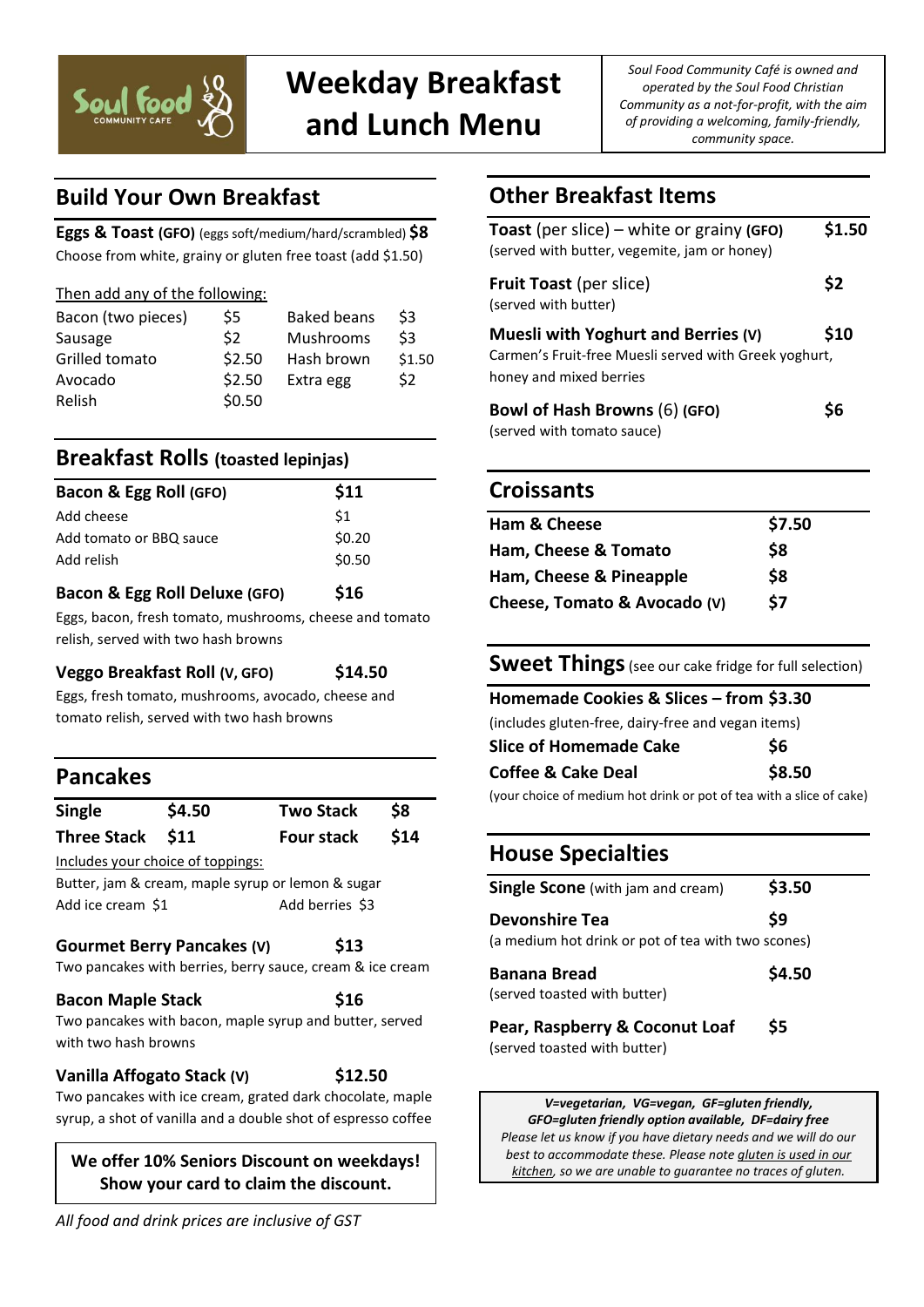Soul Food COMMUNITY CAFE

# Weekday Breakfast and Lunch Menu

*Soul Food Community Café is owned and operated by the Soul Food Christian Community as a not-for-profit, with the aim of providing a welcoming, family-friendly, community space.*

## Build Your Own Breakfast

**Eggs & Toast (GFO)** (eggs soft/medium/hard/scrambled) **$8**
Choose from white, grainy or gluten free toast (add $1.50)

Then add any of the following:

| | | | |
|---|---|---|---|
| Bacon (two pieces) | $5 | Baked beans | $3 |
| Sausage | $2 | Mushrooms | $3 |
| Grilled tomato | $2.50 | Hash brown | $1.50 |
| Avocado | $2.50 | Extra egg | $2 |
| Relish | $0.50 | | |

## Breakfast Rolls (toasted lepinjas)

| | |
|---|---|
| **Bacon & Egg Roll (GFO)** | **$11** |
| Add cheese | $1 |
| Add tomato or BBQ sauce | $0.20 |
| Add relish | $0.50 |

**Bacon & Egg Roll Deluxe (GFO)** **$16**
Eggs, bacon, fresh tomato, mushrooms, cheese and tomato relish, served with two hash browns

**Veggo Breakfast Roll (V, GFO)** **$14.50**
Eggs, fresh tomato, mushrooms, avocado, cheese and tomato relish, served with two hash browns

## Pancakes

| | | | |
|---|---|---|---|
| **Single** | **$4.50** | **Two Stack** | **$8** |
| **Three Stack** | **$11** | **Four stack** | **$14** |

Includes your choice of toppings:
Butter, jam & cream, maple syrup or lemon & sugar
Add ice cream $1 Add berries $3

**Gourmet Berry Pancakes (V)** **$13**
Two pancakes with berries, berry sauce, cream & ice cream

**Bacon Maple Stack** **$16**
Two pancakes with bacon, maple syrup and butter, served with two hash browns

**Vanilla Affogato Stack (V)** **$12.50**
Two pancakes with ice cream, grated dark chocolate, maple syrup, a shot of vanilla and a double shot of espresso coffee

**We offer 10% Seniors Discount on weekdays! Show your card to claim the discount.**

*All food and drink prices are inclusive of GST*

## Other Breakfast Items

**Toast** (per slice) – white or grainy **(GFO)** **$1.50**
(served with butter, vegemite, jam or honey)

**Fruit Toast** (per slice) **$2**
(served with butter)

**Muesli with Yoghurt and Berries (V)** **$10**
Carmen's Fruit-free Muesli served with Greek yoghurt, honey and mixed berries

**Bowl of Hash Browns** (6) **(GFO)** **$6**
(served with tomato sauce)

## Croissants

| | |
|---|---|
| **Ham & Cheese** | **$7.50** |
| **Ham, Cheese & Tomato** | **$8** |
| **Ham, Cheese & Pineapple** | **$8** |
| **Cheese, Tomato & Avocado (V)** | **$7** |

## Sweet Things (see our cake fridge for full selection)

**Homemade Cookies & Slices – from $3.30**
(includes gluten-free, dairy-free and vegan items)

**Slice of Homemade Cake** **$6**

**Coffee & Cake Deal** **$8.50**
(your choice of medium hot drink or pot of tea with a slice of cake)

## House Specialties

**Single Scone** (with jam and cream) **$3.50**

**Devonshire Tea** **$9**
(a medium hot drink or pot of tea with two scones)

**Banana Bread** **$4.50**
(served toasted with butter)

**Pear, Raspberry & Coconut Loaf** **$5**
(served toasted with butter)

*V=vegetarian, VG=vegan, GF=gluten friendly, GFO=gluten friendly option available, DF=dairy free*
*Please let us know if you have dietary needs and we will do our best to accommodate these. Please note gluten is used in our kitchen, so we are unable to guarantee no traces of gluten.*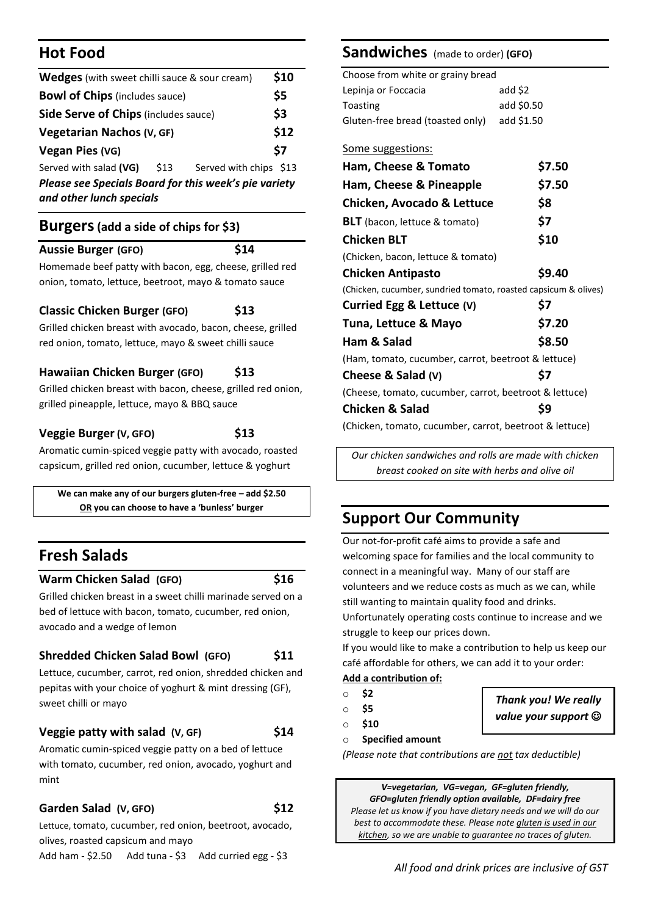## Hot Food

| | |
|---|---|
| **Wedges** (with sweet chilli sauce & sour cream) | **$10** |
| **Bowl of Chips** (includes sauce) | **$5** |
| **Side Serve of Chips** (includes sauce) | **$3** |
| **Vegetarian Nachos (V, GF)** | **$12** |
| **Vegan Pies (VG)** | **$7** |

Served with salad **(VG)** $13 Served with chips $13

***Please see Specials Board for this week's pie variety and other lunch specials***

## Burgers (add a side of chips for $3)

**Aussie Burger (GFO)** **$14**

Homemade beef patty with bacon, egg, cheese, grilled red onion, tomato, lettuce, beetroot, mayo & tomato sauce

**Classic Chicken Burger (GFO)** **$13**

Grilled chicken breast with avocado, bacon, cheese, grilled red onion, tomato, lettuce, mayo & sweet chilli sauce

**Hawaiian Chicken Burger (GFO)** **$13**

Grilled chicken breast with bacon, cheese, grilled red onion, grilled pineapple, lettuce, mayo & BBQ sauce

**Veggie Burger (V, GFO)** **$13**

Aromatic cumin-spiced veggie patty with avocado, roasted capsicum, grilled red onion, cucumber, lettuce & yoghurt

**We can make any of our burgers gluten-free – add $2.50 OR you can choose to have a 'bunless' burger**

## Fresh Salads

**Warm Chicken Salad (GFO)** **$16**

Grilled chicken breast in a sweet chilli marinade served on a bed of lettuce with bacon, tomato, cucumber, red onion, avocado and a wedge of lemon

**Shredded Chicken Salad Bowl (GFO)** **$11**

Lettuce, cucumber, carrot, red onion, shredded chicken and pepitas with your choice of yoghurt & mint dressing (GF), sweet chilli or mayo

**Veggie patty with salad (V, GF)** **$14**

Aromatic cumin-spiced veggie patty on a bed of lettuce with tomato, cucumber, red onion, avocado, yoghurt and mint

**Garden Salad (V, GFO)** **$12**

Lettuce, tomato, cucumber, red onion, beetroot, avocado, olives, roasted capsicum and mayo

Add ham - $2.50 Add tuna - $3 Add curried egg - $3

## Sandwiches (made to order) **(GFO)**

| | |
|---|---|
| Choose from white or grainy bread | |
| Lepinja or Foccacia | add $2 |
| Toasting | add $0.50 |
| Gluten-free bread (toasted only) | add $1.50 |

Some suggestions:

| | |
|---|---|
| **Ham, Cheese & Tomato** | **$7.50** |
| **Ham, Cheese & Pineapple** | **$7.50** |
| **Chicken, Avocado & Lettuce** | **$8** |
| **BLT** (bacon, lettuce & tomato) | **$7** |
| **Chicken BLT** (Chicken, bacon, lettuce & tomato) | **$10** |
| **Chicken Antipasto** (Chicken, cucumber, sundried tomato, roasted capsicum & olives) | **$9.40** |
| **Curried Egg & Lettuce (V)** | **$7** |
| **Tuna, Lettuce & Mayo** | **$7.20** |
| **Ham & Salad** (Ham, tomato, cucumber, carrot, beetroot & lettuce) | **$8.50** |
| **Cheese & Salad (V)** (Cheese, tomato, cucumber, carrot, beetroot & lettuce) | **$7** |
| **Chicken & Salad** (Chicken, tomato, cucumber, carrot, beetroot & lettuce) | **$9** |

*Our chicken sandwiches and rolls are made with chicken breast cooked on site with herbs and olive oil*

## Support Our Community

Our not-for-profit café aims to provide a safe and welcoming space for families and the local community to connect in a meaningful way. Many of our staff are volunteers and we reduce costs as much as we can, while still wanting to maintain quality food and drinks. Unfortunately operating costs continue to increase and we struggle to keep our prices down.

If you would like to make a contribution to help us keep our café affordable for others, we can add it to your order:

**Add a contribution of:**

- **$2**
- **$5**
- **$10**
- **Specified amount**

***Thank you! We really value your support ☺***

*(Please note that contributions are not tax deductible)*

***V=vegetarian, VG=vegan, GF=gluten friendly, GFO=gluten friendly option available, DF=dairy free***

*Please let us know if you have dietary needs and we will do our best to accommodate these. Please note gluten is used in our kitchen, so we are unable to guarantee no traces of gluten.*

*All food and drink prices are inclusive of GST*